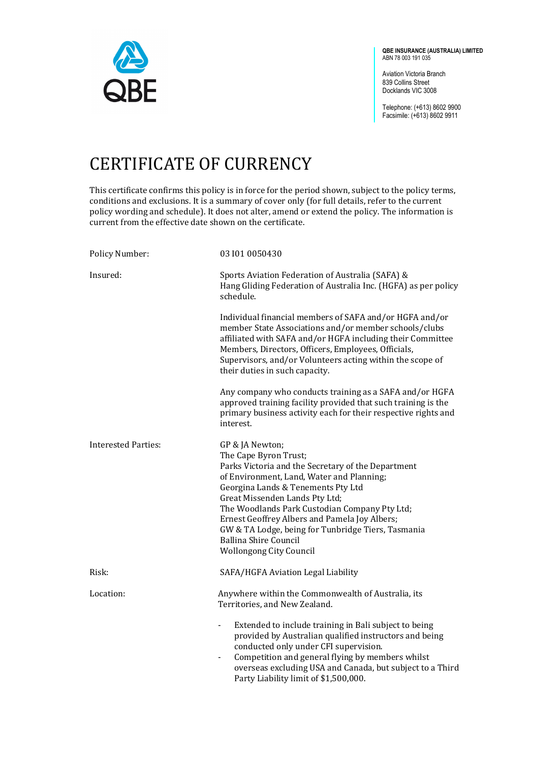QBE

**QBE INSURANCE (AUSTRALIA) LIMITED**
ABN 78 003 191 035

Aviation Victoria Branch
839 Collins Street
Docklands VIC 3008

Telephone: (+613) 8602 9900
Facsimile: (+613) 8602 9911

# CERTIFICATE OF CURRENCY

This certificate confirms this policy is in force for the period shown, subject to the policy terms, conditions and exclusions. It is a summary of cover only (for full details, refer to the current policy wording and schedule). It does not alter, amend or extend the policy. The information is current from the effective date shown on the certificate.

**Policy Number:** 03 I01 0050430

**Insured:**

Sports Aviation Federation of Australia (SAFA) & Hang Gliding Federation of Australia Inc. (HGFA) as per policy schedule.

Individual financial members of SAFA and/or HGFA and/or member State Associations and/or member schools/clubs affiliated with SAFA and/or HGFA including their Committee Members, Directors, Officers, Employees, Officials, Supervisors, and/or Volunteers acting within the scope of their duties in such capacity.

Any company who conducts training as a SAFA and/or HGFA approved training facility provided that such training is the primary business activity each for their respective rights and interest.

**Interested Parties:**

GP & JA Newton;
The Cape Byron Trust;
Parks Victoria and the Secretary of the Department of Environment, Land, Water and Planning;
Georgina Lands & Tenements Pty Ltd
Great Missenden Lands Pty Ltd;
The Woodlands Park Custodian Company Pty Ltd;
Ernest Geoffrey Albers and Pamela Joy Albers;
GW & TA Lodge, being for Tunbridge Tiers, Tasmania
Ballina Shire Council
Wollongong City Council

**Risk:** SAFA/HGFA Aviation Legal Liability

**Location:** Anywhere within the Commonwealth of Australia, its Territories, and New Zealand.

- Extended to include training in Bali subject to being provided by Australian qualified instructors and being conducted only under CFI supervision.
- Competition and general flying by members whilst overseas excluding USA and Canada, but subject to a Third Party Liability limit of $1,500,000.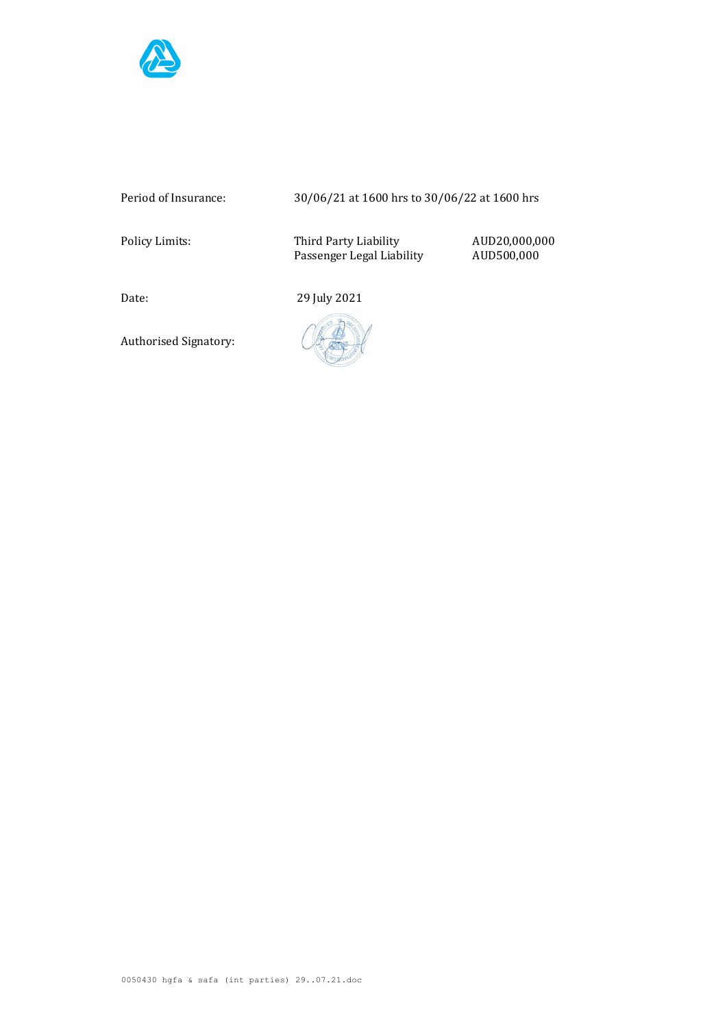| | | |
|---|---|---|
| Period of Insurance: | 30/06/21 at 1600 hrs to 30/06/22 at 1600 hrs | |
| Policy Limits: | Third Party Liability | AUD20,000,000 |
| | Passenger Legal Liability | AUD500,000 |
| Date: | 29 July 2021 | |
| Authorised Signatory: | | |

0050430 hgfa & safa (int parties) 29..07.21.doc